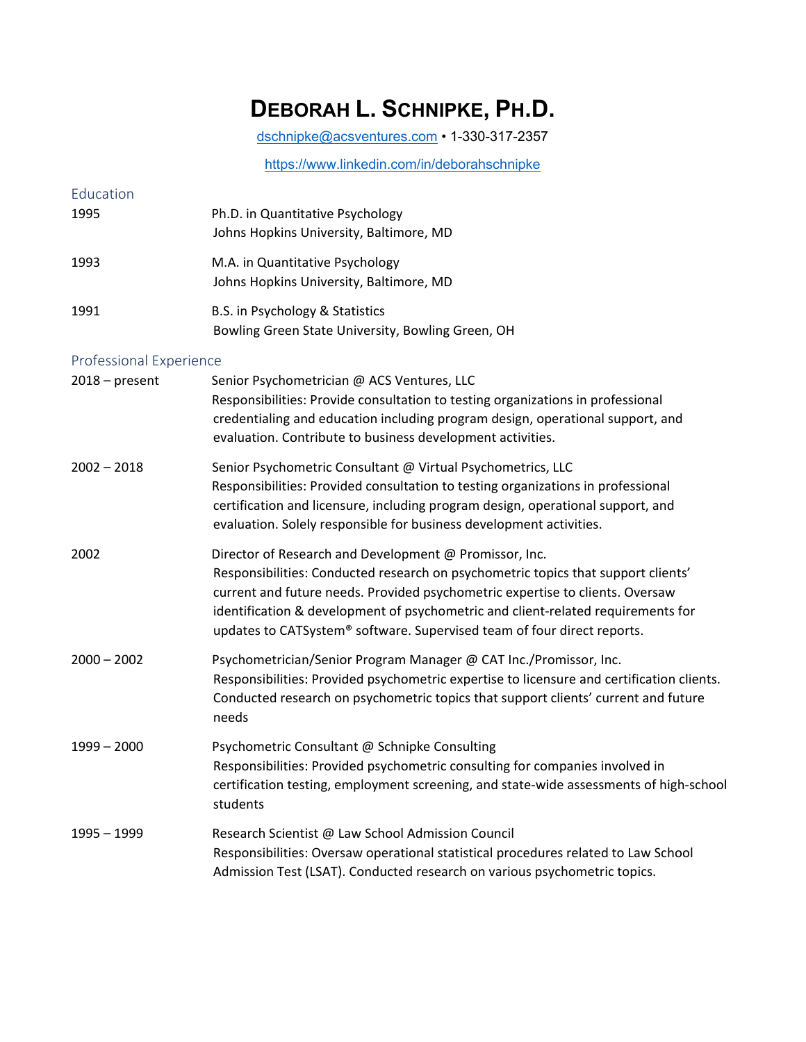# DEBORAH L. SCHNIPKE, PH.D.

dschnipke@acsventures.com • 1-330-317-2357

https://www.linkedin.com/in/deborahschnipke

## Education

**1995**
Ph.D. in Quantitative Psychology
Johns Hopkins University, Baltimore, MD

**1993**
M.A. in Quantitative Psychology
Johns Hopkins University, Baltimore, MD

**1991**
B.S. in Psychology & Statistics
Bowling Green State University, Bowling Green, OH

## Professional Experience

**2018 – present**
Senior Psychometrician @ ACS Ventures, LLC
Responsibilities: Provide consultation to testing organizations in professional credentialing and education including program design, operational support, and evaluation. Contribute to business development activities.

**2002 – 2018**
Senior Psychometric Consultant @ Virtual Psychometrics, LLC
Responsibilities: Provided consultation to testing organizations in professional certification and licensure, including program design, operational support, and evaluation. Solely responsible for business development activities.

**2002**
Director of Research and Development @ Promissor, Inc.
Responsibilities: Conducted research on psychometric topics that support clients' current and future needs. Provided psychometric expertise to clients. Oversaw identification & development of psychometric and client-related requirements for updates to CATSystem® software. Supervised team of four direct reports.

**2000 – 2002**
Psychometrician/Senior Program Manager @ CAT Inc./Promissor, Inc.
Responsibilities: Provided psychometric expertise to licensure and certification clients. Conducted research on psychometric topics that support clients' current and future needs

**1999 – 2000**
Psychometric Consultant @ Schnipke Consulting
Responsibilities: Provided psychometric consulting for companies involved in certification testing, employment screening, and state-wide assessments of high-school students

**1995 – 1999**
Research Scientist @ Law School Admission Council
Responsibilities: Oversaw operational statistical procedures related to Law School Admission Test (LSAT). Conducted research on various psychometric topics.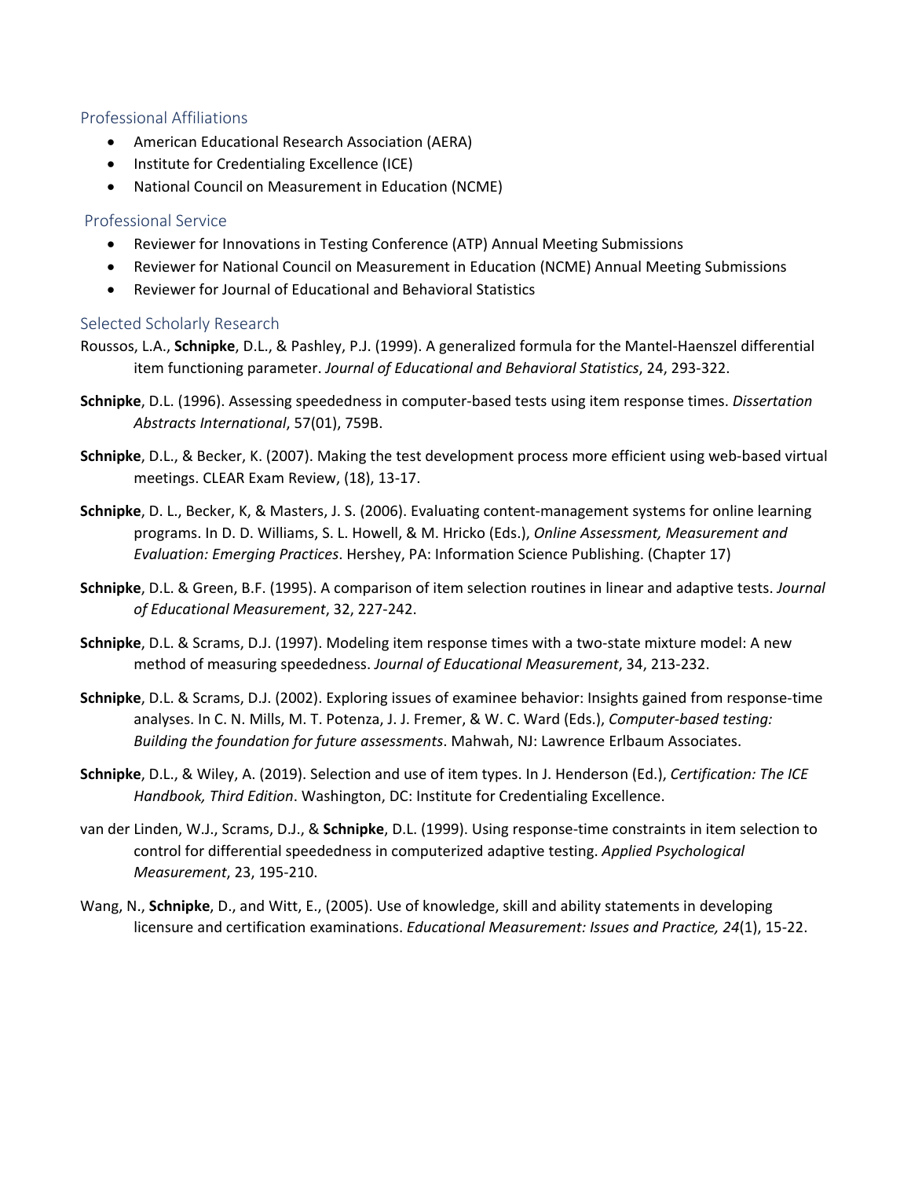## Professional Affiliations

- American Educational Research Association (AERA)
- Institute for Credentialing Excellence (ICE)
- National Council on Measurement in Education (NCME)

## Professional Service

- Reviewer for Innovations in Testing Conference (ATP) Annual Meeting Submissions
- Reviewer for National Council on Measurement in Education (NCME) Annual Meeting Submissions
- Reviewer for Journal of Educational and Behavioral Statistics

## Selected Scholarly Research

Roussos, L.A., **Schnipke**, D.L., & Pashley, P.J. (1999). A generalized formula for the Mantel-Haenszel differential item functioning parameter. *Journal of Educational and Behavioral Statistics*, 24, 293-322.

**Schnipke**, D.L. (1996). Assessing speededness in computer-based tests using item response times. *Dissertation Abstracts International*, 57(01), 759B.

**Schnipke**, D.L., & Becker, K. (2007). Making the test development process more efficient using web-based virtual meetings. CLEAR Exam Review, (18), 13-17.

**Schnipke**, D. L., Becker, K, & Masters, J. S. (2006). Evaluating content-management systems for online learning programs. In D. D. Williams, S. L. Howell, & M. Hricko (Eds.), *Online Assessment, Measurement and Evaluation: Emerging Practices*. Hershey, PA: Information Science Publishing. (Chapter 17)

**Schnipke**, D.L. & Green, B.F. (1995). A comparison of item selection routines in linear and adaptive tests. *Journal of Educational Measurement*, 32, 227-242.

**Schnipke**, D.L. & Scrams, D.J. (1997). Modeling item response times with a two-state mixture model: A new method of measuring speededness. *Journal of Educational Measurement*, 34, 213-232.

**Schnipke**, D.L. & Scrams, D.J. (2002). Exploring issues of examinee behavior: Insights gained from response-time analyses. In C. N. Mills, M. T. Potenza, J. J. Fremer, & W. C. Ward (Eds.), *Computer-based testing: Building the foundation for future assessments*. Mahwah, NJ: Lawrence Erlbaum Associates.

**Schnipke**, D.L., & Wiley, A. (2019). Selection and use of item types. In J. Henderson (Ed.), *Certification: The ICE Handbook, Third Edition*. Washington, DC: Institute for Credentialing Excellence.

van der Linden, W.J., Scrams, D.J., & **Schnipke**, D.L. (1999). Using response-time constraints in item selection to control for differential speededness in computerized adaptive testing. *Applied Psychological Measurement*, 23, 195-210.

Wang, N., **Schnipke**, D., and Witt, E., (2005). Use of knowledge, skill and ability statements in developing licensure and certification examinations. *Educational Measurement: Issues and Practice, 24*(1), 15-22.